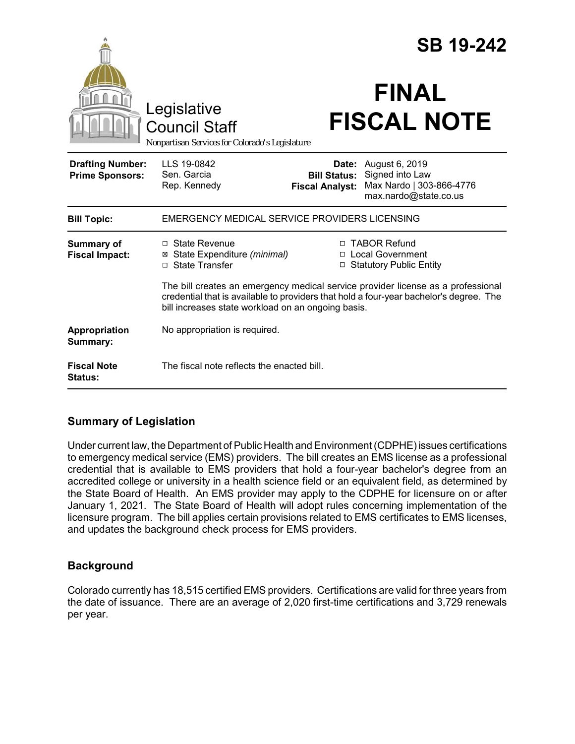# SB 19-242

Legislative Council Staff

*Nonpartisan Services for Colorado's Legislature*

# FINAL FISCAL NOTE

| | | | |
|---|---|---|---|
| **Drafting Number:** | LLS 19-0842 | **Date:** | August 6, 2019 |
| **Prime Sponsors:** | Sen. Garcia<br>Rep. Kennedy | **Bill Status:** | Signed into Law |
| | | **Fiscal Analyst:** | Max Nardo \| 303-866-4776<br>max.nardo@state.co.us |

| | |
|---|---|
| **Bill Topic:** | EMERGENCY MEDICAL SERVICE PROVIDERS LICENSING |
| **Summary of Fiscal Impact:** | ☐ State Revenue<br>☒ State Expenditure *(minimal)*<br>☐ State Transfer<br>☐ TABOR Refund<br>☐ Local Government<br>☐ Statutory Public Entity<br><br>The bill creates an emergency medical service provider license as a professional credential that is available to providers that hold a four-year bachelor's degree. The bill increases state workload on an ongoing basis. |
| **Appropriation Summary:** | No appropriation is required. |
| **Fiscal Note Status:** | The fiscal note reflects the enacted bill. |

## Summary of Legislation

Under current law, the Department of Public Health and Environment (CDPHE) issues certifications to emergency medical service (EMS) providers. The bill creates an EMS license as a professional credential that is available to EMS providers that hold a four-year bachelor's degree from an accredited college or university in a health science field or an equivalent field, as determined by the State Board of Health. An EMS provider may apply to the CDPHE for licensure on or after January 1, 2021. The State Board of Health will adopt rules concerning implementation of the licensure program. The bill applies certain provisions related to EMS certificates to EMS licenses, and updates the background check process for EMS providers.

## Background

Colorado currently has 18,515 certified EMS providers. Certifications are valid for three years from the date of issuance. There are an average of 2,020 first-time certifications and 3,729 renewals per year.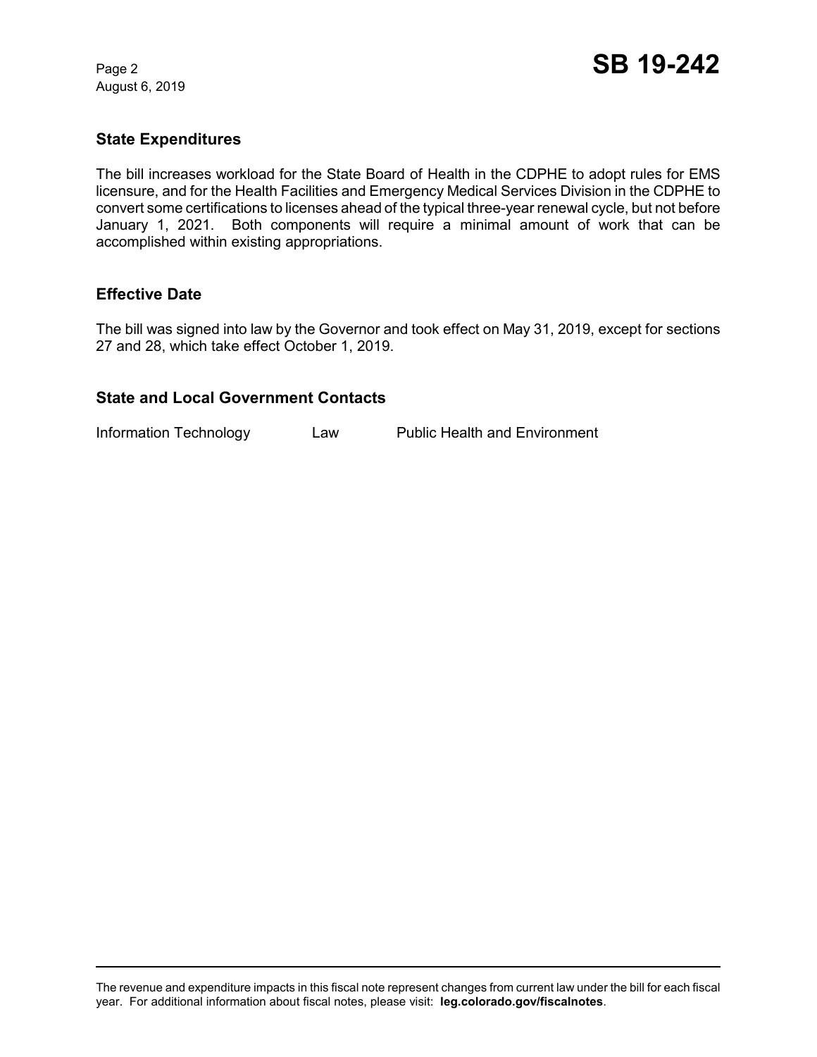## State Expenditures

The bill increases workload for the State Board of Health in the CDPHE to adopt rules for EMS licensure, and for the Health Facilities and Emergency Medical Services Division in the CDPHE to convert some certifications to licenses ahead of the typical three-year renewal cycle, but not before January 1, 2021. Both components will require a minimal amount of work that can be accomplished within existing appropriations.

## Effective Date

The bill was signed into law by the Governor and took effect on May 31, 2019, except for sections 27 and 28, which take effect October 1, 2019.

## State and Local Government Contacts

Information Technology Law Public Health and Environment

The revenue and expenditure impacts in this fiscal note represent changes from current law under the bill for each fiscal year. For additional information about fiscal notes, please visit: **leg.colorado.gov/fiscalnotes**.